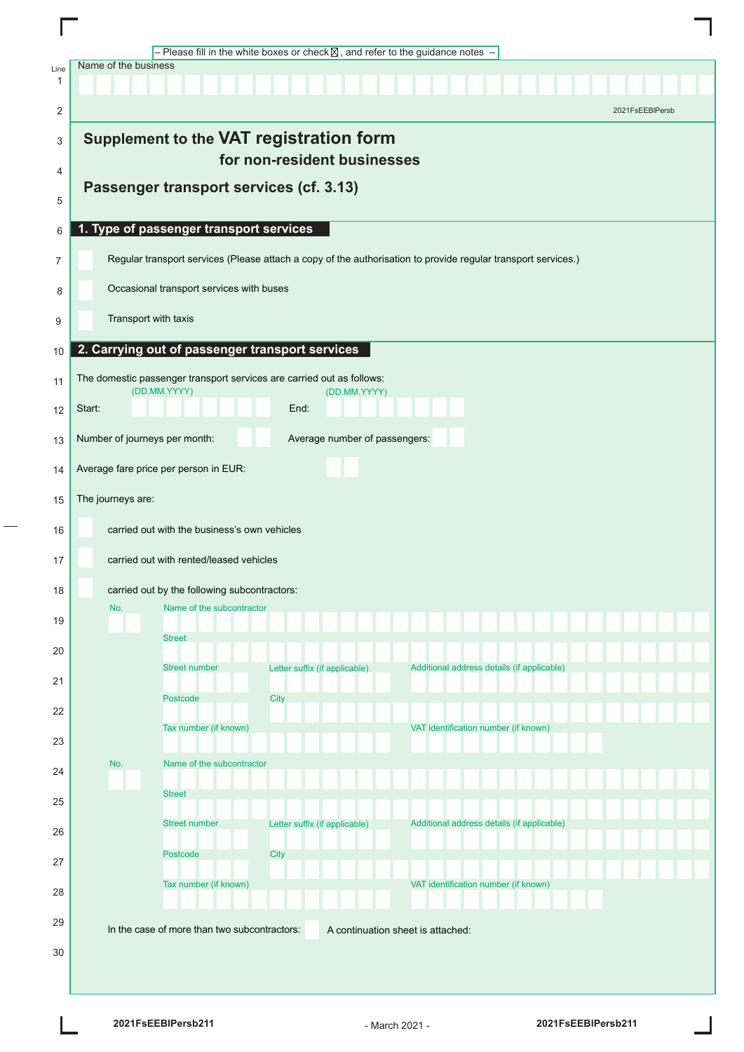– Please fill in the white boxes or check ☒, and refer to the guidance notes –

Name of the business

2021FsEEBlPersb

# Supplement to the VAT registration form for non-resident businesses

## Passenger transport services (cf. 3.13)

## 1. Type of passenger transport services

☐ Regular transport services (Please attach a copy of the authorisation to provide regular transport services.)

☐ Occasional transport services with buses

☐ Transport with taxis

## 2. Carrying out of passenger transport services

The domestic passenger transport services are carried out as follows:

Start: (DD.MM.YYYY) End: (DD.MM.YYYY)

Number of journeys per month: Average number of passengers:

Average fare price per person in EUR:

The journeys are:

☐ carried out with the business's own vehicles

☐ carried out with rented/leased vehicles

☐ carried out by the following subcontractors:

No. | Name of the subcontractor

Street

Street number | Letter suffix (if applicable) | Additional address details (if applicable)

Postcode | City

Tax number (if known) | VAT identification number (if known)

No. | Name of the subcontractor

Street

Street number | Letter suffix (if applicable) | Additional address details (if applicable)

Postcode | City

Tax number (if known) | VAT identification number (if known)

In the case of more than two subcontractors: ☐ A continuation sheet is attached:

2021FsEEBlPersb211 - March 2021 - 2021FsEEBlPersb211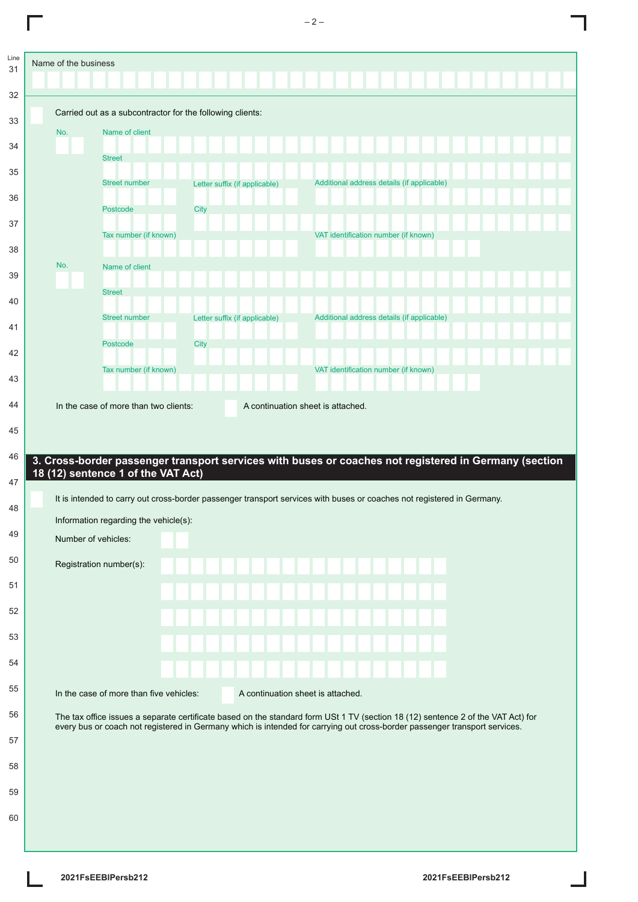Name of the business

Carried out as a subcontractor for the following clients:

No. | Name of client

Street

Street number | Letter suffix (if applicable) | Additional address details (if applicable)

Postcode | City

Tax number (if known) | VAT identification number (if known)

No. | Name of client

Street

Street number | Letter suffix (if applicable) | Additional address details (if applicable)

Postcode | City

Tax number (if known) | VAT identification number (if known)

In the case of more than two clients: A continuation sheet is attached.

## 3. Cross-border passenger transport services with buses or coaches not registered in Germany (section 18 (12) sentence 1 of the VAT Act)

It is intended to carry out cross-border passenger transport services with buses or coaches not registered in Germany.

Information regarding the vehicle(s):

Number of vehicles:

Registration number(s):

In the case of more than five vehicles: A continuation sheet is attached.

The tax office issues a separate certificate based on the standard form USt 1 TV (section 18 (12) sentence 2 of the VAT Act) for every bus or coach not registered in Germany which is intended for carrying out cross-border passenger transport services.